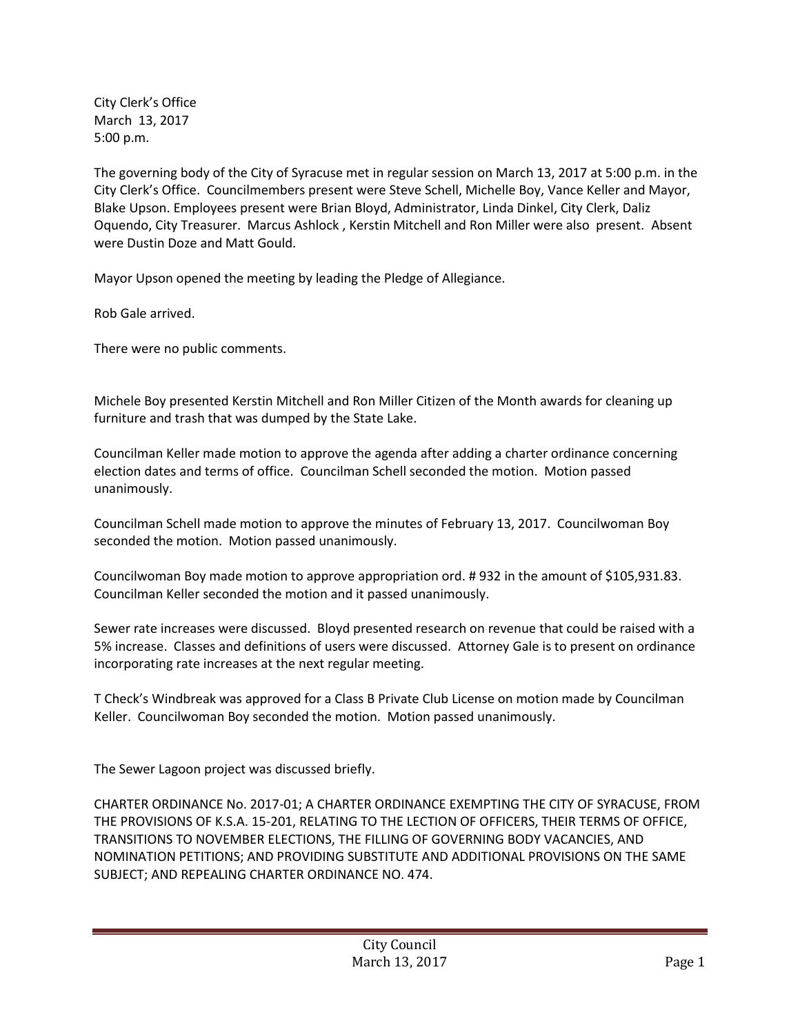City Clerk's Office
March 13, 2017
5:00 p.m.

The governing body of the City of Syracuse met in regular session on March 13, 2017 at 5:00 p.m. in the City Clerk's Office. Councilmembers present were Steve Schell, Michelle Boy, Vance Keller and Mayor, Blake Upson. Employees present were Brian Bloyd, Administrator, Linda Dinkel, City Clerk, Daliz Oquendo, City Treasurer. Marcus Ashlock , Kerstin Mitchell and Ron Miller were also present. Absent were Dustin Doze and Matt Gould.

Mayor Upson opened the meeting by leading the Pledge of Allegiance.

Rob Gale arrived.

There were no public comments.

Michele Boy presented Kerstin Mitchell and Ron Miller Citizen of the Month awards for cleaning up furniture and trash that was dumped by the State Lake.

Councilman Keller made motion to approve the agenda after adding a charter ordinance concerning election dates and terms of office. Councilman Schell seconded the motion. Motion passed unanimously.

Councilman Schell made motion to approve the minutes of February 13, 2017. Councilwoman Boy seconded the motion. Motion passed unanimously.

Councilwoman Boy made motion to approve appropriation ord. # 932 in the amount of $105,931.83. Councilman Keller seconded the motion and it passed unanimously.

Sewer rate increases were discussed. Bloyd presented research on revenue that could be raised with a 5% increase. Classes and definitions of users were discussed. Attorney Gale is to present on ordinance incorporating rate increases at the next regular meeting.

T Check's Windbreak was approved for a Class B Private Club License on motion made by Councilman Keller. Councilwoman Boy seconded the motion. Motion passed unanimously.

The Sewer Lagoon project was discussed briefly.

CHARTER ORDINANCE No. 2017-01; A CHARTER ORDINANCE EXEMPTING THE CITY OF SYRACUSE, FROM THE PROVISIONS OF K.S.A. 15-201, RELATING TO THE LECTION OF OFFICERS, THEIR TERMS OF OFFICE, TRANSITIONS TO NOVEMBER ELECTIONS, THE FILLING OF GOVERNING BODY VACANCIES, AND NOMINATION PETITIONS; AND PROVIDING SUBSTITUTE AND ADDITIONAL PROVISIONS ON THE SAME SUBJECT; AND REPEALING CHARTER ORDINANCE NO. 474.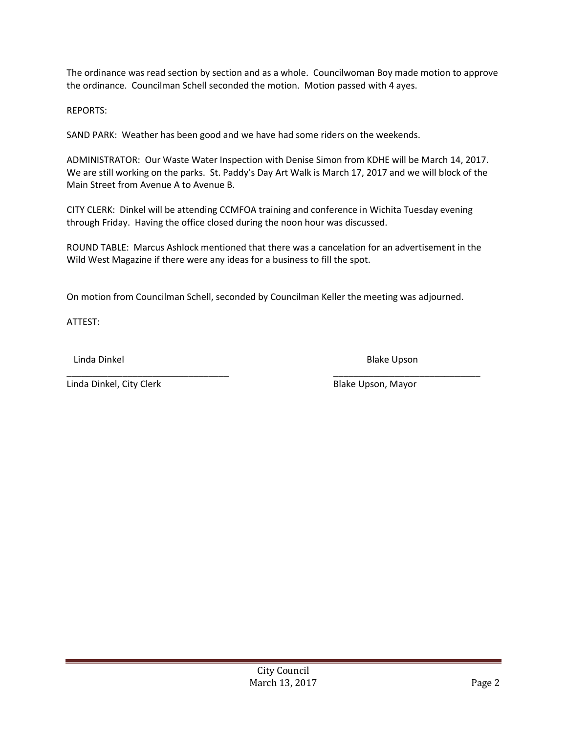The ordinance was read section by section and as a whole. Councilwoman Boy made motion to approve the ordinance. Councilman Schell seconded the motion. Motion passed with 4 ayes.

REPORTS:

SAND PARK: Weather has been good and we have had some riders on the weekends.

ADMINISTRATOR: Our Waste Water Inspection with Denise Simon from KDHE will be March 14, 2017. We are still working on the parks. St. Paddy's Day Art Walk is March 17, 2017 and we will block of the Main Street from Avenue A to Avenue B.

CITY CLERK: Dinkel will be attending CCMFOA training and conference in Wichita Tuesday evening through Friday. Having the office closed during the noon hour was discussed.

ROUND TABLE: Marcus Ashlock mentioned that there was a cancelation for an advertisement in the Wild West Magazine if there were any ideas for a business to fill the spot.

On motion from Councilman Schell, seconded by Councilman Keller the meeting was adjourned.

ATTEST:

| | |
|---|---|
| Linda Dinkel | Blake Upson |
| ________________________________ | ______________________________ |
| Linda Dinkel, City Clerk | Blake Upson, Mayor |